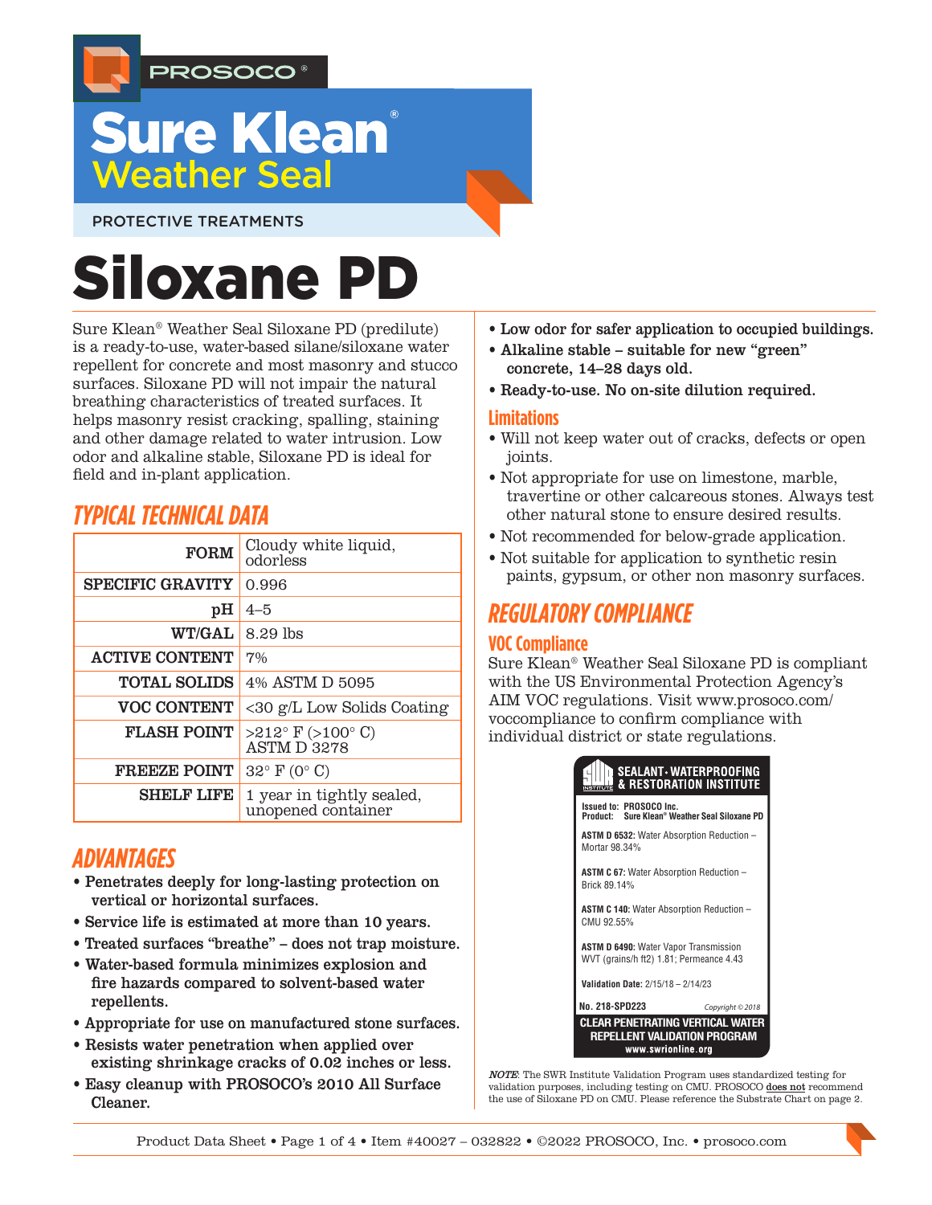PROSOCO®

# Sure Klean® Weather Seal

PROTECTIVE TREATMENTS

# Siloxane PD

Sure Klean® Weather Seal Siloxane PD (predilute) is a ready-to-use, water-based silane/siloxane water repellent for concrete and most masonry and stucco surfaces. Siloxane PD will not impair the natural breathing characteristics of treated surfaces. It helps masonry resist cracking, spalling, staining and other damage related to water intrusion. Low odor and alkaline stable, Siloxane PD is ideal for field and in-plant application.

## TYPICAL TECHNICAL DATA

| | |
|---|---|
| **FORM** | Cloudy white liquid, odorless |
| **SPECIFIC GRAVITY** | 0.996 |
| **pH** | 4–5 |
| **WT/GAL** | 8.29 lbs |
| **ACTIVE CONTENT** | 7% |
| **TOTAL SOLIDS** | 4% ASTM D 5095 |
| **VOC CONTENT** | <30 g/L Low Solids Coating |
| **FLASH POINT** | >212° F (>100° C) ASTM D 3278 |
| **FREEZE POINT** | 32° F (0° C) |
| **SHELF LIFE** | 1 year in tightly sealed, unopened container |

## ADVANTAGES

- **Penetrates deeply for long-lasting protection on vertical or horizontal surfaces.**
- **Service life is estimated at more than 10 years.**
- **Treated surfaces "breathe" – does not trap moisture.**
- **Water-based formula minimizes explosion and fire hazards compared to solvent-based water repellents.**
- **Appropriate for use on manufactured stone surfaces.**
- **Resists water penetration when applied over existing shrinkage cracks of 0.02 inches or less.**
- **Easy cleanup with PROSOCO's 2010 All Surface Cleaner.**
- **Low odor for safer application to occupied buildings.**
- **Alkaline stable – suitable for new "green" concrete, 14–28 days old.**
- **Ready-to-use. No on-site dilution required.**

### Limitations

- Will not keep water out of cracks, defects or open joints.
- Not appropriate for use on limestone, marble, travertine or other calcareous stones. Always test other natural stone to ensure desired results.
- Not recommended for below-grade application.
- Not suitable for application to synthetic resin paints, gypsum, or other non masonry surfaces.

## REGULATORY COMPLIANCE

### VOC Compliance

Sure Klean® Weather Seal Siloxane PD is compliant with the US Environmental Protection Agency's AIM VOC regulations. Visit www.prosoco.com/voccompliance to confirm compliance with individual district or state regulations.

**SEALANT · WATERPROOFING & RESTORATION INSTITUTE**

**Issued to:** PROSOCO Inc.
**Product:** Sure Klean® Weather Seal Siloxane PD

**ASTM D 6532:** Water Absorption Reduction – Mortar 98.34%

**ASTM C 67:** Water Absorption Reduction – Brick 89.14%

**ASTM C 140:** Water Absorption Reduction – CMU 92.55%

**ASTM D 6490:** Water Vapor Transmission WVT (grains/h ft2) 1.81; Permeance 4.43

**Validation Date:** 2/15/18 – 2/14/23

**No. 218-SPD223** *Copyright © 2018*

**CLEAR PENETRATING VERTICAL WATER REPELLENT VALIDATION PROGRAM**
www.swrionline.org

*NOTE*: The SWR Institute Validation Program uses standardized testing for validation purposes, including testing on CMU. PROSOCO **does not** recommend the use of Siloxane PD on CMU. Please reference the Substrate Chart on page 2.

Product Data Sheet • Item #40027 – 032822 • ©2022 PROSOCO, Inc. • prosoco.com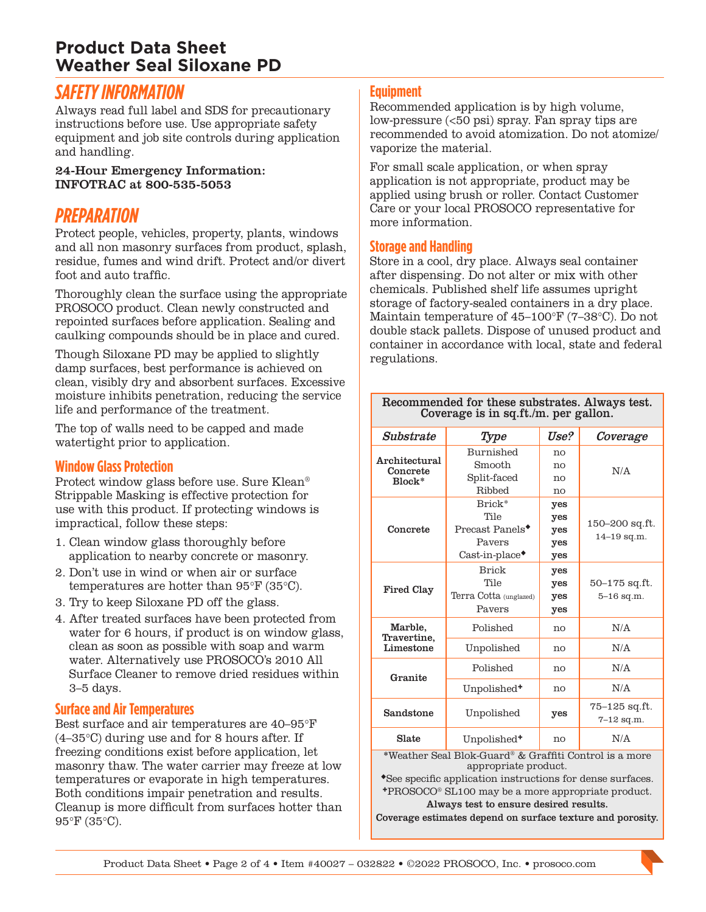# Product Data Sheet
# Weather Seal Siloxane PD

## SAFETY INFORMATION

Always read full label and SDS for precautionary instructions before use. Use appropriate safety equipment and job site controls during application and handling.

**24-Hour Emergency Information: INFOTRAC at 800-535-5053**

## PREPARATION

Protect people, vehicles, property, plants, windows and all non masonry surfaces from product, splash, residue, fumes and wind drift. Protect and/or divert foot and auto traffic.

Thoroughly clean the surface using the appropriate PROSOCO product. Clean newly constructed and repointed surfaces before application. Sealing and caulking compounds should be in place and cured.

Though Siloxane PD may be applied to slightly damp surfaces, best performance is achieved on clean, visibly dry and absorbent surfaces. Excessive moisture inhibits penetration, reducing the service life and performance of the treatment.

The top of walls need to be capped and made watertight prior to application.

### Window Glass Protection

Protect window glass before use. Sure Klean® Strippable Masking is effective protection for use with this product. If protecting windows is impractical, follow these steps:

1. Clean window glass thoroughly before application to nearby concrete or masonry.
2. Don't use in wind or when air or surface temperatures are hotter than 95°F (35°C).
3. Try to keep Siloxane PD off the glass.
4. After treated surfaces have been protected from water for 6 hours, if product is on window glass, clean as soon as possible with soap and warm water. Alternatively use PROSOCO's 2010 All Surface Cleaner to remove dried residues within 3–5 days.

### Surface and Air Temperatures

Best surface and air temperatures are 40–95°F (4–35°C) during use and for 8 hours after. If freezing conditions exist before application, let masonry thaw. The water carrier may freeze at low temperatures or evaporate in high temperatures. Both conditions impair penetration and results. Cleanup is more difficult from surfaces hotter than 95°F (35°C).

### Equipment

Recommended application is by high volume, low-pressure (<50 psi) spray. Fan spray tips are recommended to avoid atomization. Do not atomize/vaporize the material.

For small scale application, or when spray application is not appropriate, product may be applied using brush or roller. Contact Customer Care or your local PROSOCO representative for more information.

### Storage and Handling

Store in a cool, dry place. Always seal container after dispensing. Do not alter or mix with other chemicals. Published shelf life assumes upright storage of factory-sealed containers in a dry place. Maintain temperature of 45–100°F (7–38°C). Do not double stack pallets. Dispose of unused product and container in accordance with local, state and federal regulations.

**Recommended for these substrates. Always test. Coverage is in sq.ft./m. per gallon.**

| *Substrate* | *Type* | *Use?* | *Coverage* |
|---|---|---|---|
| **Architectural Concrete Block*** | Burnished<br>Smooth<br>Split-faced<br>Ribbed | no<br>no<br>no<br>no | N/A |
| **Concrete** | Brick*<br>Tile<br>Precast Panels◆<br>Pavers<br>Cast-in-place◆ | **yes**<br>**yes**<br>**yes**<br>**yes**<br>**yes** | 150–200 sq.ft.<br>14–19 sq.m. |
| **Fired Clay** | Brick<br>Tile<br>Terra Cotta (unglazed)<br>Pavers | **yes**<br>**yes**<br>**yes**<br>**yes** | 50–175 sq.ft.<br>5–16 sq.m. |
| **Marble, Travertine, Limestone** | Polished | no | N/A |
| | Unpolished | no | N/A |
| **Granite** | Polished | no | N/A |
| | Unpolished✦ | no | N/A |
| **Sandstone** | Unpolished | **yes** | 75–125 sq.ft.<br>7–12 sq.m. |
| **Slate** | Unpolished✦ | no | N/A |

*Weather Seal Blok-Guard® & Graffiti Control is a more appropriate product.

◆See specific application instructions for dense surfaces.

✦PROSOCO® SL100 may be a more appropriate product.

**Always test to ensure desired results.**

**Coverage estimates depend on surface texture and porosity.**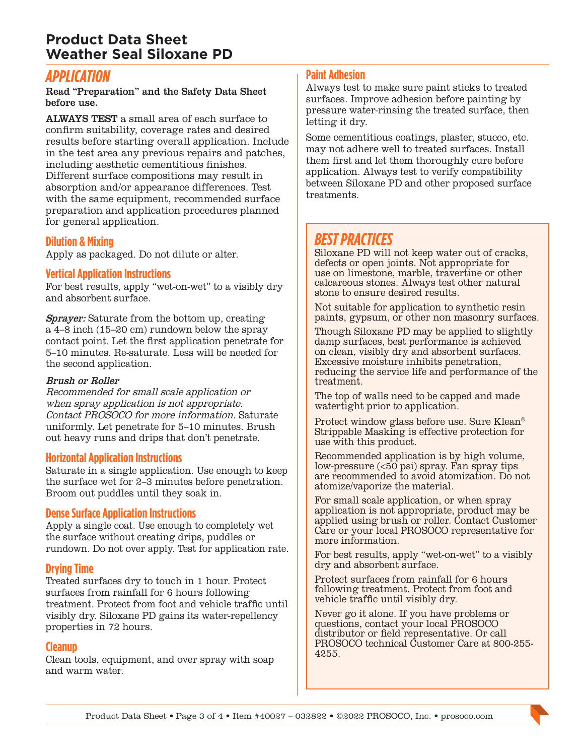# Product Data Sheet
# Weather Seal Siloxane PD

## APPLICATION

**Read "Preparation" and the Safety Data Sheet before use.**

**ALWAYS TEST** a small area of each surface to confirm suitability, coverage rates and desired results before starting overall application. Include in the test area any previous repairs and patches, including aesthetic cementitious finishes. Different surface compositions may result in absorption and/or appearance differences. Test with the same equipment, recommended surface preparation and application procedures planned for general application.

### Dilution & Mixing

Apply as packaged. Do not dilute or alter.

### Vertical Application Instructions

For best results, apply "wet-on-wet" to a visibly dry and absorbent surface.

*Sprayer:* Saturate from the bottom up, creating a 4–8 inch (15–20 cm) rundown below the spray contact point. Let the first application penetrate for 5–10 minutes. Re-saturate. Less will be needed for the second application.

*Brush or Roller*

*Recommended for small scale application or when spray application is not appropriate. Contact PROSOCO for more information.* Saturate uniformly. Let penetrate for 5–10 minutes. Brush out heavy runs and drips that don't penetrate.

### Horizontal Application Instructions

Saturate in a single application. Use enough to keep the surface wet for 2–3 minutes before penetration. Broom out puddles until they soak in.

### Dense Surface Application Instructions

Apply a single coat. Use enough to completely wet the surface without creating drips, puddles or rundown. Do not over apply. Test for application rate.

### Drying Time

Treated surfaces dry to touch in 1 hour. Protect surfaces from rainfall for 6 hours following treatment. Protect from foot and vehicle traffic until visibly dry. Siloxane PD gains its water-repellency properties in 72 hours.

### Cleanup

Clean tools, equipment, and over spray with soap and warm water.

### Paint Adhesion

Always test to make sure paint sticks to treated surfaces. Improve adhesion before painting by pressure water-rinsing the treated surface, then letting it dry.

Some cementitious coatings, plaster, stucco, etc. may not adhere well to treated surfaces. Install them first and let them thoroughly cure before application. Always test to verify compatibility between Siloxane PD and other proposed surface treatments.

## BEST PRACTICES

Siloxane PD will not keep water out of cracks, defects or open joints. Not appropriate for use on limestone, marble, travertine or other calcareous stones. Always test other natural stone to ensure desired results.

Not suitable for application to synthetic resin paints, gypsum, or other non masonry surfaces.

Though Siloxane PD may be applied to slightly damp surfaces, best performance is achieved on clean, visibly dry and absorbent surfaces. Excessive moisture inhibits penetration, reducing the service life and performance of the treatment.

The top of walls need to be capped and made watertight prior to application.

Protect window glass before use. Sure Klean® Strippable Masking is effective protection for use with this product.

Recommended application is by high volume, low-pressure (<50 psi) spray. Fan spray tips are recommended to avoid atomization. Do not atomize/vaporize the material.

For small scale application, or when spray application is not appropriate, product may be applied using brush or roller. Contact Customer Care or your local PROSOCO representative for more information.

For best results, apply "wet-on-wet" to a visibly dry and absorbent surface.

Protect surfaces from rainfall for 6 hours following treatment. Protect from foot and vehicle traffic until visibly dry.

Never go it alone. If you have problems or questions, contact your local PROSOCO distributor or field representative. Or call PROSOCO technical Customer Care at 800-255-4255.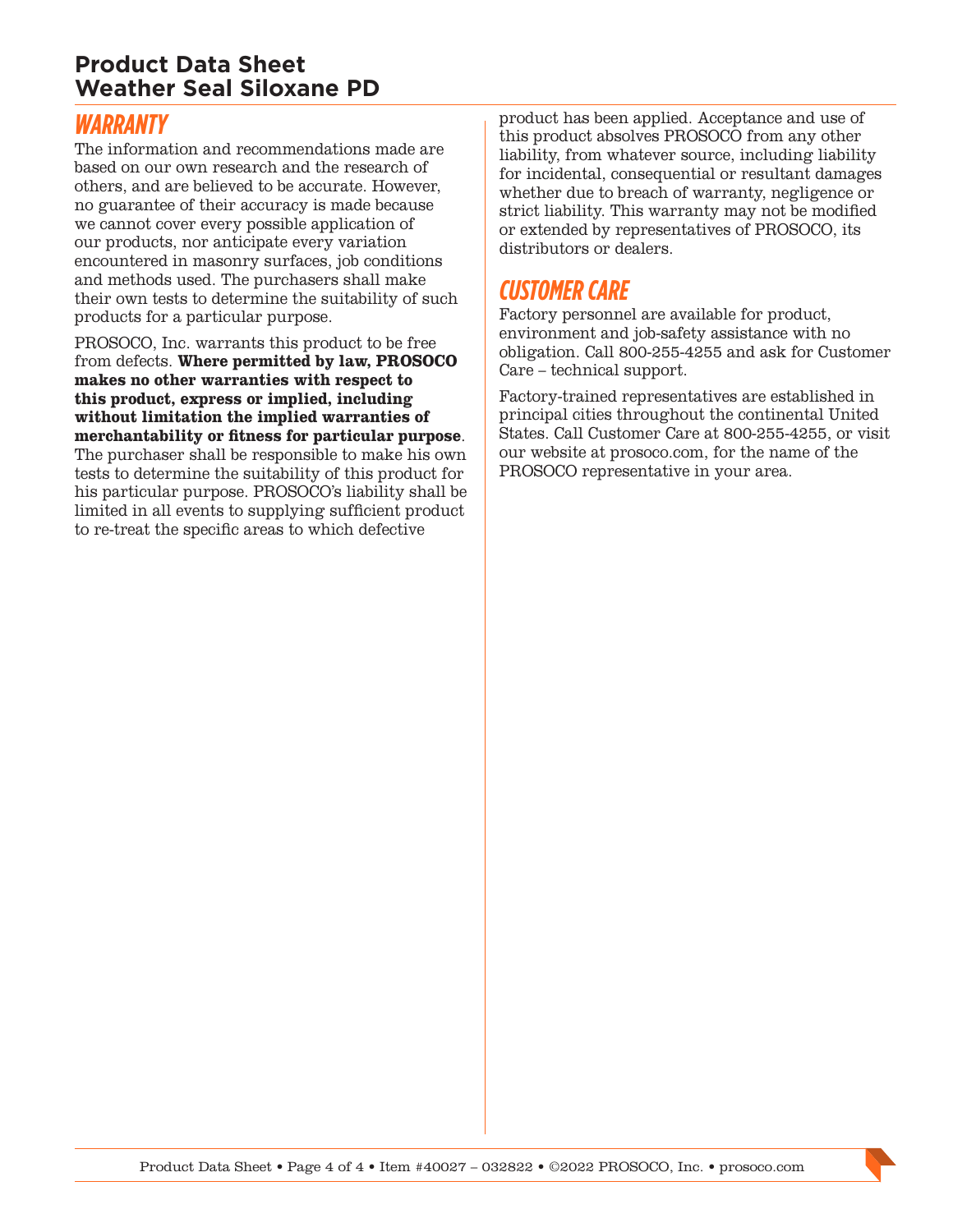# Product Data Sheet
# Weather Seal Siloxane PD

## WARRANTY

The information and recommendations made are based on our own research and the research of others, and are believed to be accurate. However, no guarantee of their accuracy is made because we cannot cover every possible application of our products, nor anticipate every variation encountered in masonry surfaces, job conditions and methods used. The purchasers shall make their own tests to determine the suitability of such products for a particular purpose.

PROSOCO, Inc. warrants this product to be free from defects. **Where permitted by law, PROSOCO makes no other warranties with respect to this product, express or implied, including without limitation the implied warranties of merchantability or fitness for particular purpose**. The purchaser shall be responsible to make his own tests to determine the suitability of this product for his particular purpose. PROSOCO's liability shall be limited in all events to supplying sufficient product to re-treat the specific areas to which defective product has been applied. Acceptance and use of this product absolves PROSOCO from any other liability, from whatever source, including liability for incidental, consequential or resultant damages whether due to breach of warranty, negligence or strict liability. This warranty may not be modified or extended by representatives of PROSOCO, its distributors or dealers.

## CUSTOMER CARE

Factory personnel are available for product, environment and job-safety assistance with no obligation. Call 800-255-4255 and ask for Customer Care – technical support.

Factory-trained representatives are established in principal cities throughout the continental United States. Call Customer Care at 800-255-4255, or visit our website at prosoco.com, for the name of the PROSOCO representative in your area.